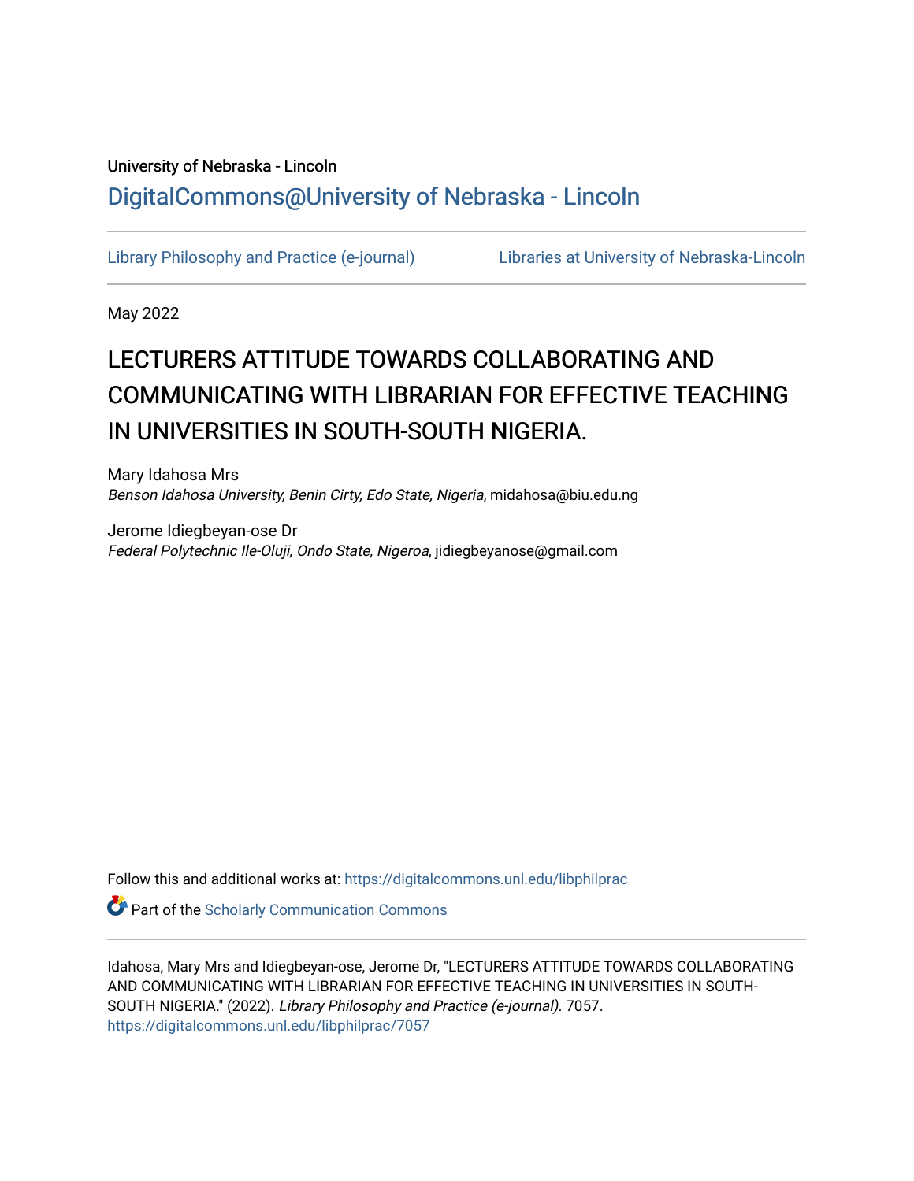University of Nebraska - Lincoln

DigitalCommons@University of Nebraska - Lincoln

Library Philosophy and Practice (e-journal) | Libraries at University of Nebraska-Lincoln

May 2022

# LECTURERS ATTITUDE TOWARDS COLLABORATING AND COMMUNICATING WITH LIBRARIAN FOR EFFECTIVE TEACHING IN UNIVERSITIES IN SOUTH-SOUTH NIGERIA.

Mary Idahosa Mrs
*Benson Idahosa University, Benin Cirty, Edo State, Nigeria*, midahosa@biu.edu.ng

Jerome Idiegbeyan-ose Dr
*Federal Polytechnic Ile-Oluji, Ondo State, Nigeroa*, jidiegbeyanose@gmail.com

Follow this and additional works at: https://digitalcommons.unl.edu/libphilprac

Part of the Scholarly Communication Commons

Idahosa, Mary Mrs and Idiegbeyan-ose, Jerome Dr, "LECTURERS ATTITUDE TOWARDS COLLABORATING AND COMMUNICATING WITH LIBRARIAN FOR EFFECTIVE TEACHING IN UNIVERSITIES IN SOUTH-SOUTH NIGERIA." (2022). *Library Philosophy and Practice (e-journal)*. 7057.
https://digitalcommons.unl.edu/libphilprac/7057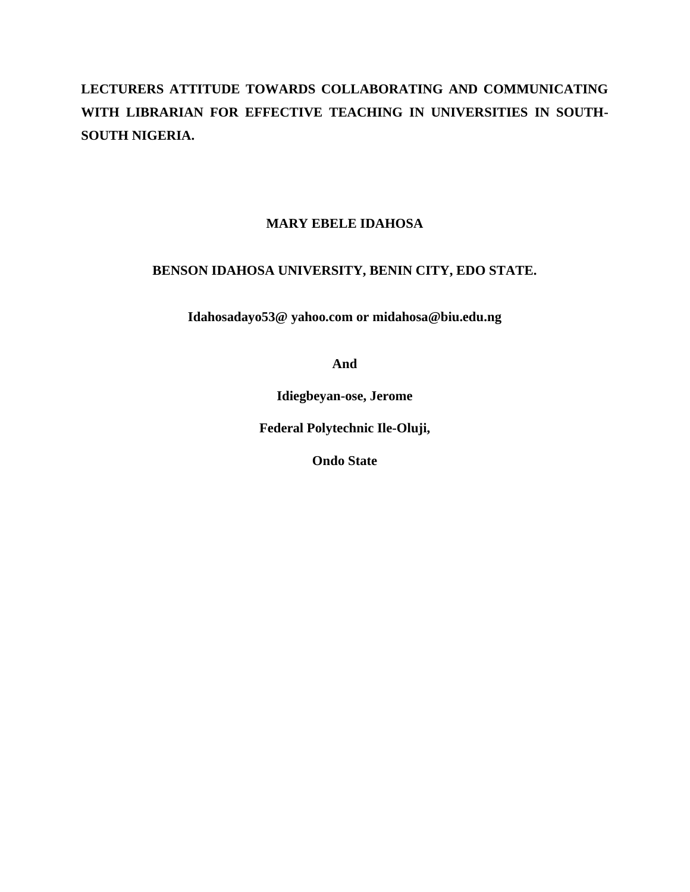# LECTURERS ATTITUDE TOWARDS COLLABORATING AND COMMUNICATING WITH LIBRARIAN FOR EFFECTIVE TEACHING IN UNIVERSITIES IN SOUTH-SOUTH NIGERIA.

**MARY EBELE IDAHOSA**

**BENSON IDAHOSA UNIVERSITY, BENIN CITY, EDO STATE.**

**Idahosadayo53@ yahoo.com or midahosa@biu.edu.ng**

**And**

**Idiegbeyan-ose, Jerome**

**Federal Polytechnic Ile-Oluji,**

**Ondo State**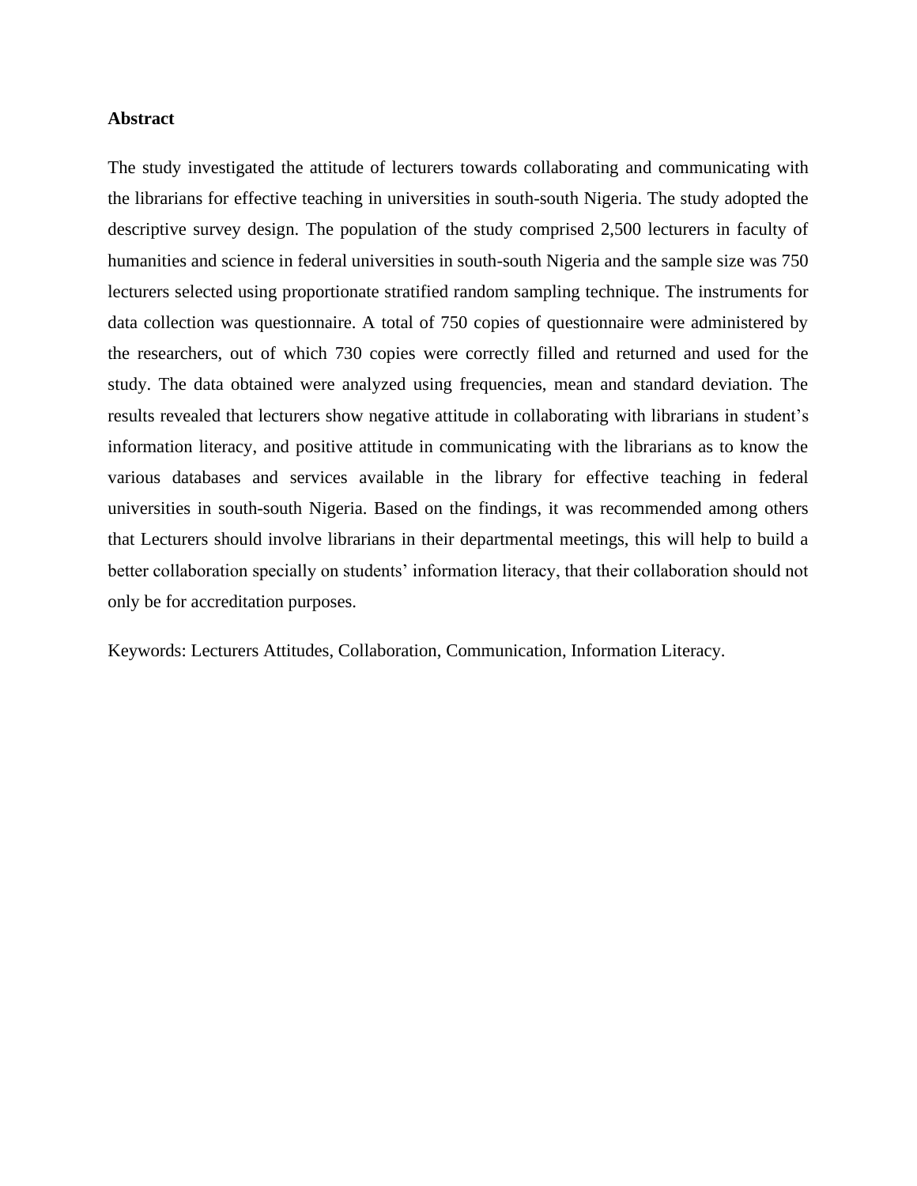**Abstract**

The study investigated the attitude of lecturers towards collaborating and communicating with the librarians for effective teaching in universities in south-south Nigeria. The study adopted the descriptive survey design. The population of the study comprised 2,500 lecturers in faculty of humanities and science in federal universities in south-south Nigeria and the sample size was 750 lecturers selected using proportionate stratified random sampling technique. The instruments for data collection was questionnaire. A total of 750 copies of questionnaire were administered by the researchers, out of which 730 copies were correctly filled and returned and used for the study. The data obtained were analyzed using frequencies, mean and standard deviation. The results revealed that lecturers show negative attitude in collaborating with librarians in student's information literacy, and positive attitude in communicating with the librarians as to know the various databases and services available in the library for effective teaching in federal universities in south-south Nigeria. Based on the findings, it was recommended among others that Lecturers should involve librarians in their departmental meetings, this will help to build a better collaboration specially on students' information literacy, that their collaboration should not only be for accreditation purposes.

Keywords: Lecturers Attitudes, Collaboration, Communication, Information Literacy.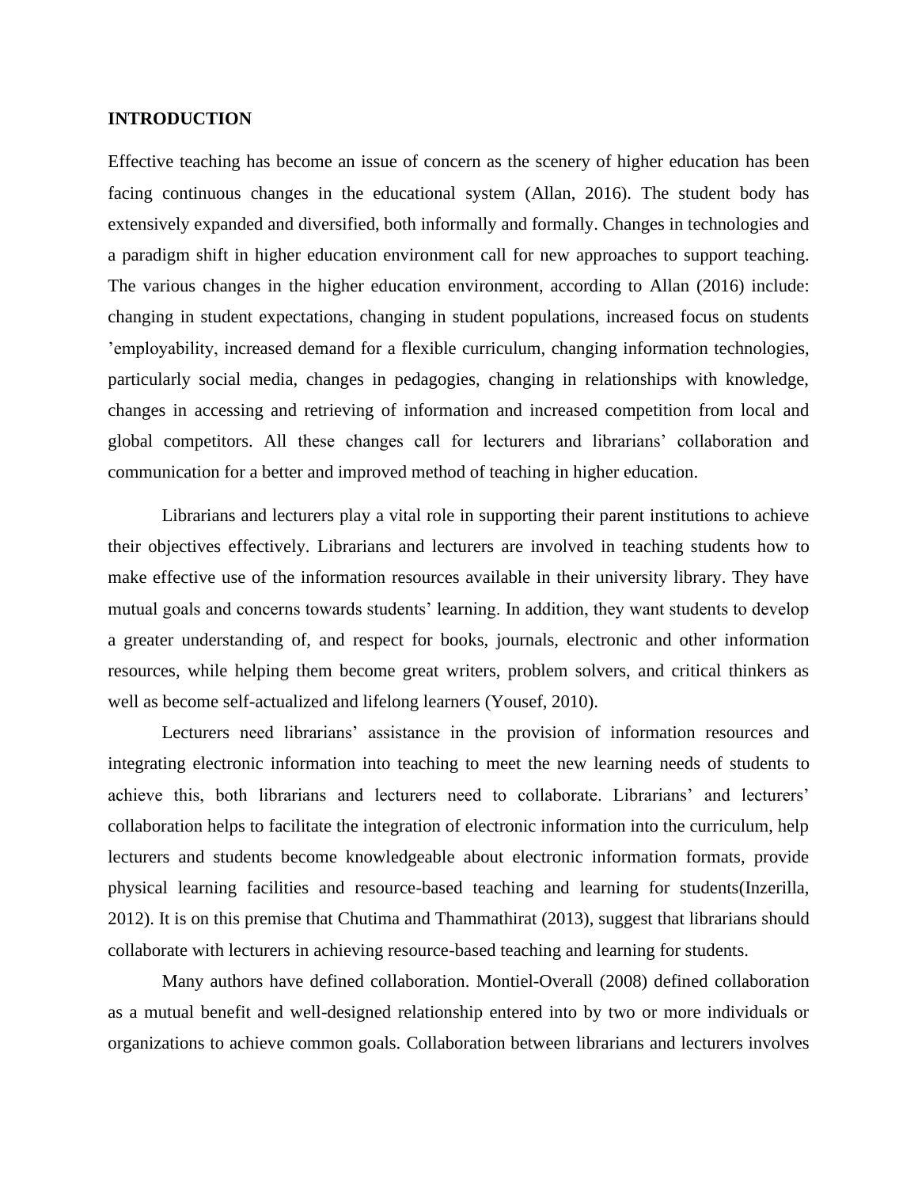## INTRODUCTION

Effective teaching has become an issue of concern as the scenery of higher education has been facing continuous changes in the educational system (Allan, 2016). The student body has extensively expanded and diversified, both informally and formally. Changes in technologies and a paradigm shift in higher education environment call for new approaches to support teaching. The various changes in the higher education environment, according to Allan (2016) include: changing in student expectations, changing in student populations, increased focus on students 'employability, increased demand for a flexible curriculum, changing information technologies, particularly social media, changes in pedagogies, changing in relationships with knowledge, changes in accessing and retrieving of information and increased competition from local and global competitors. All these changes call for lecturers and librarians' collaboration and communication for a better and improved method of teaching in higher education.

Librarians and lecturers play a vital role in supporting their parent institutions to achieve their objectives effectively. Librarians and lecturers are involved in teaching students how to make effective use of the information resources available in their university library. They have mutual goals and concerns towards students' learning. In addition, they want students to develop a greater understanding of, and respect for books, journals, electronic and other information resources, while helping them become great writers, problem solvers, and critical thinkers as well as become self-actualized and lifelong learners (Yousef, 2010).

Lecturers need librarians' assistance in the provision of information resources and integrating electronic information into teaching to meet the new learning needs of students to achieve this, both librarians and lecturers need to collaborate. Librarians' and lecturers' collaboration helps to facilitate the integration of electronic information into the curriculum, help lecturers and students become knowledgeable about electronic information formats, provide physical learning facilities and resource-based teaching and learning for students(Inzerilla, 2012). It is on this premise that Chutima and Thammathirat (2013), suggest that librarians should collaborate with lecturers in achieving resource-based teaching and learning for students.

Many authors have defined collaboration. Montiel-Overall (2008) defined collaboration as a mutual benefit and well-designed relationship entered into by two or more individuals or organizations to achieve common goals. Collaboration between librarians and lecturers involves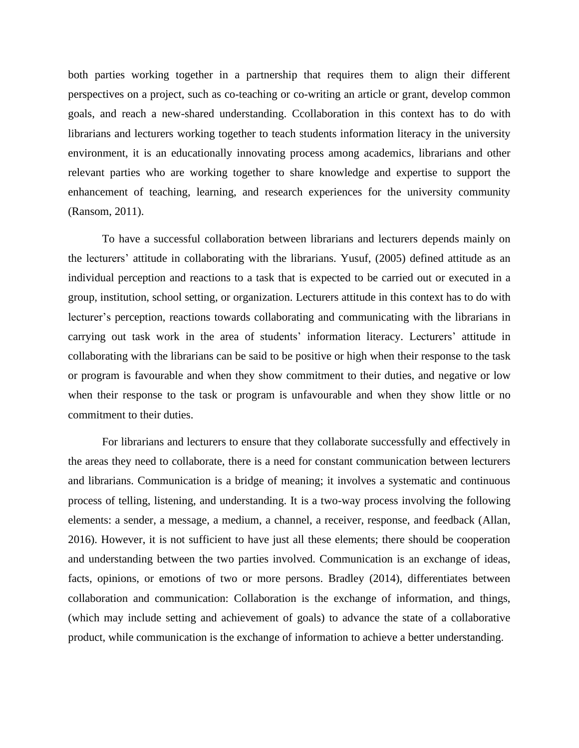both parties working together in a partnership that requires them to align their different perspectives on a project, such as co-teaching or co-writing an article or grant, develop common goals, and reach a new-shared understanding. Ccollaboration in this context has to do with librarians and lecturers working together to teach students information literacy in the university environment, it is an educationally innovating process among academics, librarians and other relevant parties who are working together to share knowledge and expertise to support the enhancement of teaching, learning, and research experiences for the university community (Ransom, 2011).

To have a successful collaboration between librarians and lecturers depends mainly on the lecturers' attitude in collaborating with the librarians. Yusuf, (2005) defined attitude as an individual perception and reactions to a task that is expected to be carried out or executed in a group, institution, school setting, or organization. Lecturers attitude in this context has to do with lecturer's perception, reactions towards collaborating and communicating with the librarians in carrying out task work in the area of students' information literacy. Lecturers' attitude in collaborating with the librarians can be said to be positive or high when their response to the task or program is favourable and when they show commitment to their duties, and negative or low when their response to the task or program is unfavourable and when they show little or no commitment to their duties.

For librarians and lecturers to ensure that they collaborate successfully and effectively in the areas they need to collaborate, there is a need for constant communication between lecturers and librarians. Communication is a bridge of meaning; it involves a systematic and continuous process of telling, listening, and understanding. It is a two-way process involving the following elements: a sender, a message, a medium, a channel, a receiver, response, and feedback (Allan, 2016). However, it is not sufficient to have just all these elements; there should be cooperation and understanding between the two parties involved. Communication is an exchange of ideas, facts, opinions, or emotions of two or more persons. Bradley (2014), differentiates between collaboration and communication: Collaboration is the exchange of information, and things, (which may include setting and achievement of goals) to advance the state of a collaborative product, while communication is the exchange of information to achieve a better understanding.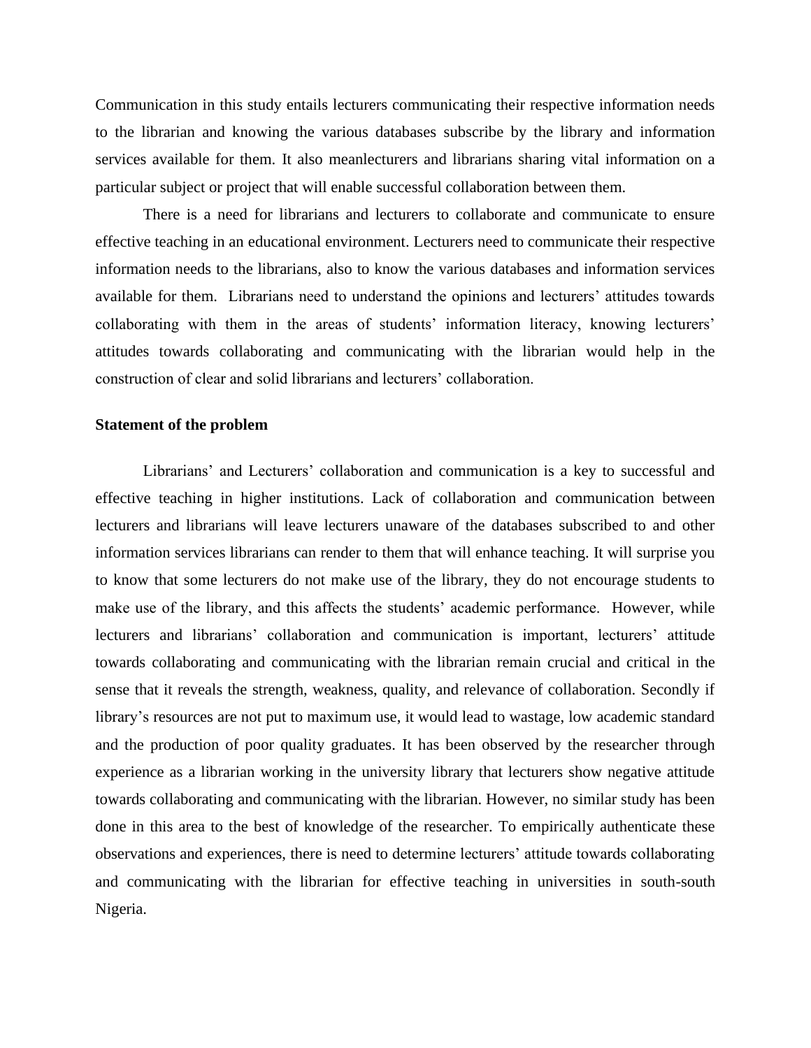Communication in this study entails lecturers communicating their respective information needs to the librarian and knowing the various databases subscribe by the library and information services available for them. It also meanlecturers and librarians sharing vital information on a particular subject or project that will enable successful collaboration between them.

There is a need for librarians and lecturers to collaborate and communicate to ensure effective teaching in an educational environment. Lecturers need to communicate their respective information needs to the librarians, also to know the various databases and information services available for them. Librarians need to understand the opinions and lecturers' attitudes towards collaborating with them in the areas of students' information literacy, knowing lecturers' attitudes towards collaborating and communicating with the librarian would help in the construction of clear and solid librarians and lecturers' collaboration.

**Statement of the problem**

Librarians' and Lecturers' collaboration and communication is a key to successful and effective teaching in higher institutions. Lack of collaboration and communication between lecturers and librarians will leave lecturers unaware of the databases subscribed to and other information services librarians can render to them that will enhance teaching. It will surprise you to know that some lecturers do not make use of the library, they do not encourage students to make use of the library, and this affects the students' academic performance. However, while lecturers and librarians' collaboration and communication is important, lecturers' attitude towards collaborating and communicating with the librarian remain crucial and critical in the sense that it reveals the strength, weakness, quality, and relevance of collaboration. Secondly if library's resources are not put to maximum use, it would lead to wastage, low academic standard and the production of poor quality graduates. It has been observed by the researcher through experience as a librarian working in the university library that lecturers show negative attitude towards collaborating and communicating with the librarian. However, no similar study has been done in this area to the best of knowledge of the researcher. To empirically authenticate these observations and experiences, there is need to determine lecturers' attitude towards collaborating and communicating with the librarian for effective teaching in universities in south-south Nigeria.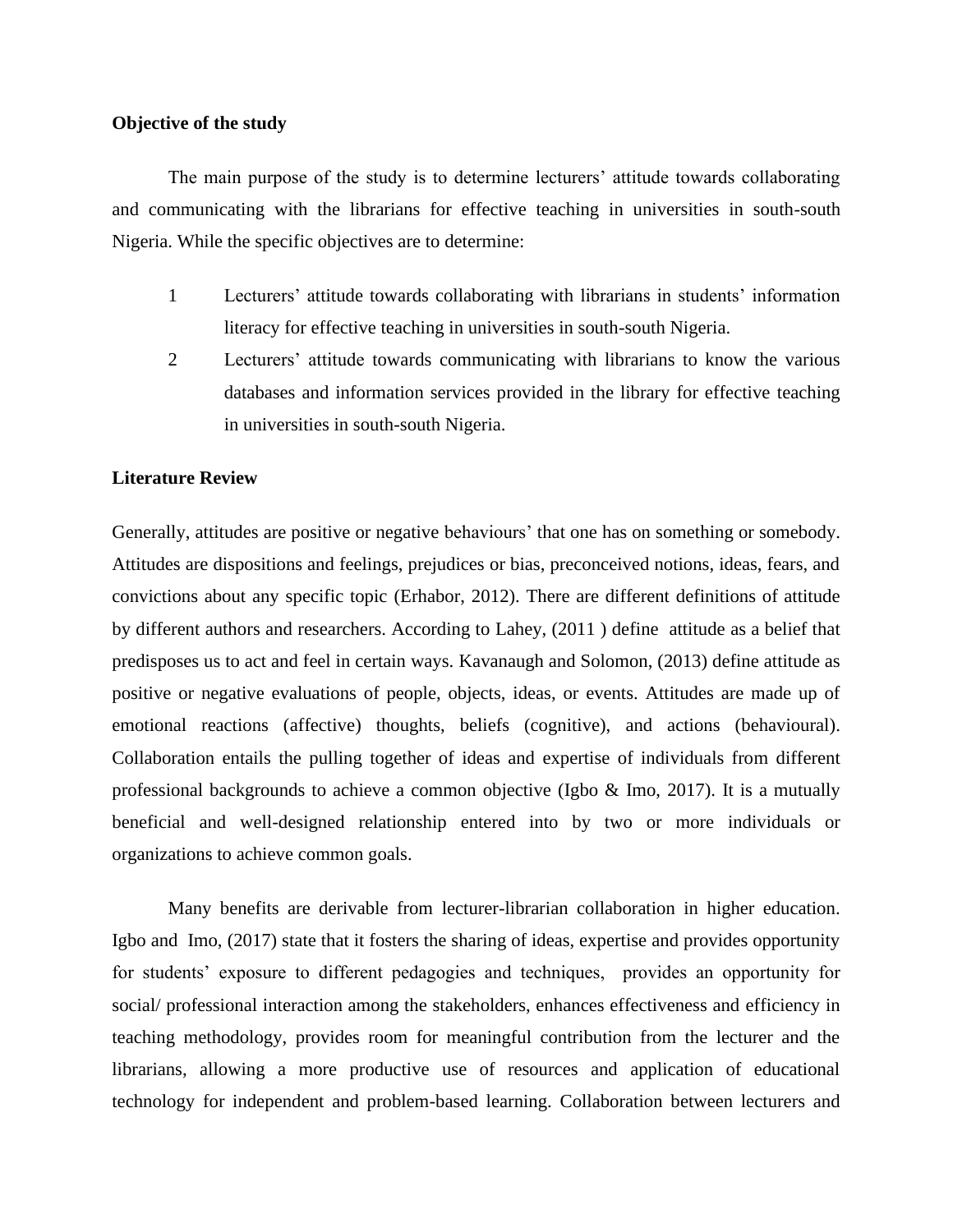**Objective of the study**

The main purpose of the study is to determine lecturers' attitude towards collaborating and communicating with the librarians for effective teaching in universities in south-south Nigeria. While the specific objectives are to determine:

1. Lecturers' attitude towards collaborating with librarians in students' information literacy for effective teaching in universities in south-south Nigeria.
2. Lecturers' attitude towards communicating with librarians to know the various databases and information services provided in the library for effective teaching in universities in south-south Nigeria.

**Literature Review**

Generally, attitudes are positive or negative behaviours' that one has on something or somebody. Attitudes are dispositions and feelings, prejudices or bias, preconceived notions, ideas, fears, and convictions about any specific topic (Erhabor, 2012). There are different definitions of attitude by different authors and researchers. According to Lahey, (2011 ) define attitude as a belief that predisposes us to act and feel in certain ways. Kavanaugh and Solomon, (2013) define attitude as positive or negative evaluations of people, objects, ideas, or events. Attitudes are made up of emotional reactions (affective) thoughts, beliefs (cognitive), and actions (behavioural). Collaboration entails the pulling together of ideas and expertise of individuals from different professional backgrounds to achieve a common objective (Igbo & Imo, 2017). It is a mutually beneficial and well-designed relationship entered into by two or more individuals or organizations to achieve common goals.

Many benefits are derivable from lecturer-librarian collaboration in higher education. Igbo and Imo, (2017) state that it fosters the sharing of ideas, expertise and provides opportunity for students' exposure to different pedagogies and techniques, provides an opportunity for social/ professional interaction among the stakeholders, enhances effectiveness and efficiency in teaching methodology, provides room for meaningful contribution from the lecturer and the librarians, allowing a more productive use of resources and application of educational technology for independent and problem-based learning. Collaboration between lecturers and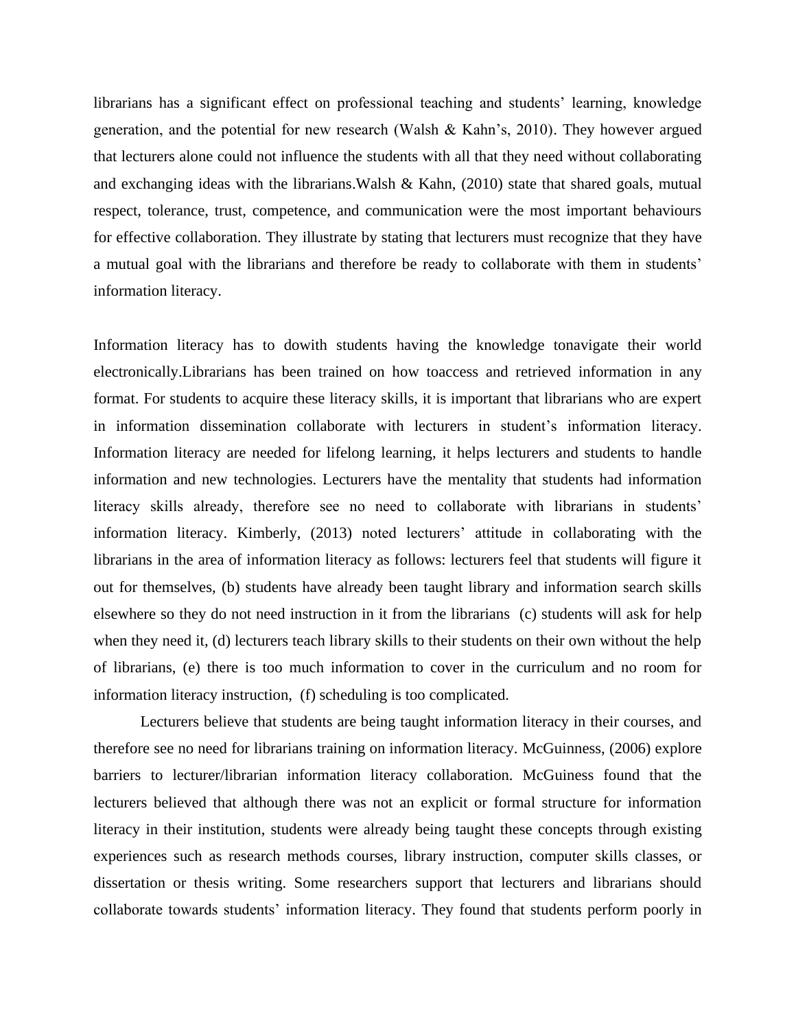librarians has a significant effect on professional teaching and students' learning, knowledge generation, and the potential for new research (Walsh & Kahn's, 2010). They however argued that lecturers alone could not influence the students with all that they need without collaborating and exchanging ideas with the librarians.Walsh & Kahn, (2010) state that shared goals, mutual respect, tolerance, trust, competence, and communication were the most important behaviours for effective collaboration. They illustrate by stating that lecturers must recognize that they have a mutual goal with the librarians and therefore be ready to collaborate with them in students' information literacy.

Information literacy has to dowith students having the knowledge tonavigate their world electronically.Librarians has been trained on how toaccess and retrieved information in any format. For students to acquire these literacy skills, it is important that librarians who are expert in information dissemination collaborate with lecturers in student's information literacy. Information literacy are needed for lifelong learning, it helps lecturers and students to handle information and new technologies. Lecturers have the mentality that students had information literacy skills already, therefore see no need to collaborate with librarians in students' information literacy. Kimberly, (2013) noted lecturers' attitude in collaborating with the librarians in the area of information literacy as follows: lecturers feel that students will figure it out for themselves, (b) students have already been taught library and information search skills elsewhere so they do not need instruction in it from the librarians (c) students will ask for help when they need it, (d) lecturers teach library skills to their students on their own without the help of librarians, (e) there is too much information to cover in the curriculum and no room for information literacy instruction, (f) scheduling is too complicated.

Lecturers believe that students are being taught information literacy in their courses, and therefore see no need for librarians training on information literacy. McGuinness, (2006) explore barriers to lecturer/librarian information literacy collaboration. McGuiness found that the lecturers believed that although there was not an explicit or formal structure for information literacy in their institution, students were already being taught these concepts through existing experiences such as research methods courses, library instruction, computer skills classes, or dissertation or thesis writing. Some researchers support that lecturers and librarians should collaborate towards students' information literacy. They found that students perform poorly in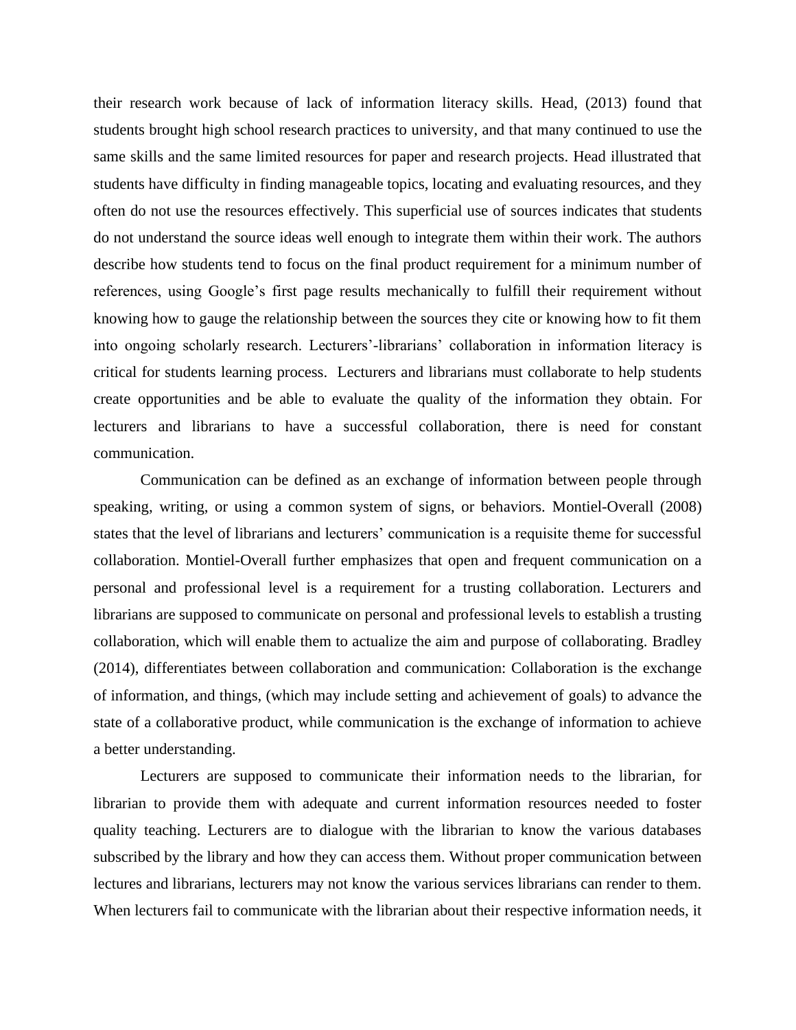their research work because of lack of information literacy skills. Head, (2013) found that students brought high school research practices to university, and that many continued to use the same skills and the same limited resources for paper and research projects. Head illustrated that students have difficulty in finding manageable topics, locating and evaluating resources, and they often do not use the resources effectively. This superficial use of sources indicates that students do not understand the source ideas well enough to integrate them within their work. The authors describe how students tend to focus on the final product requirement for a minimum number of references, using Google's first page results mechanically to fulfill their requirement without knowing how to gauge the relationship between the sources they cite or knowing how to fit them into ongoing scholarly research. Lecturers'-librarians' collaboration in information literacy is critical for students learning process. Lecturers and librarians must collaborate to help students create opportunities and be able to evaluate the quality of the information they obtain. For lecturers and librarians to have a successful collaboration, there is need for constant communication.

Communication can be defined as an exchange of information between people through speaking, writing, or using a common system of signs, or behaviors. Montiel-Overall (2008) states that the level of librarians and lecturers' communication is a requisite theme for successful collaboration. Montiel-Overall further emphasizes that open and frequent communication on a personal and professional level is a requirement for a trusting collaboration. Lecturers and librarians are supposed to communicate on personal and professional levels to establish a trusting collaboration, which will enable them to actualize the aim and purpose of collaborating. Bradley (2014), differentiates between collaboration and communication: Collaboration is the exchange of information, and things, (which may include setting and achievement of goals) to advance the state of a collaborative product, while communication is the exchange of information to achieve a better understanding.

Lecturers are supposed to communicate their information needs to the librarian, for librarian to provide them with adequate and current information resources needed to foster quality teaching. Lecturers are to dialogue with the librarian to know the various databases subscribed by the library and how they can access them. Without proper communication between lectures and librarians, lecturers may not know the various services librarians can render to them. When lecturers fail to communicate with the librarian about their respective information needs, it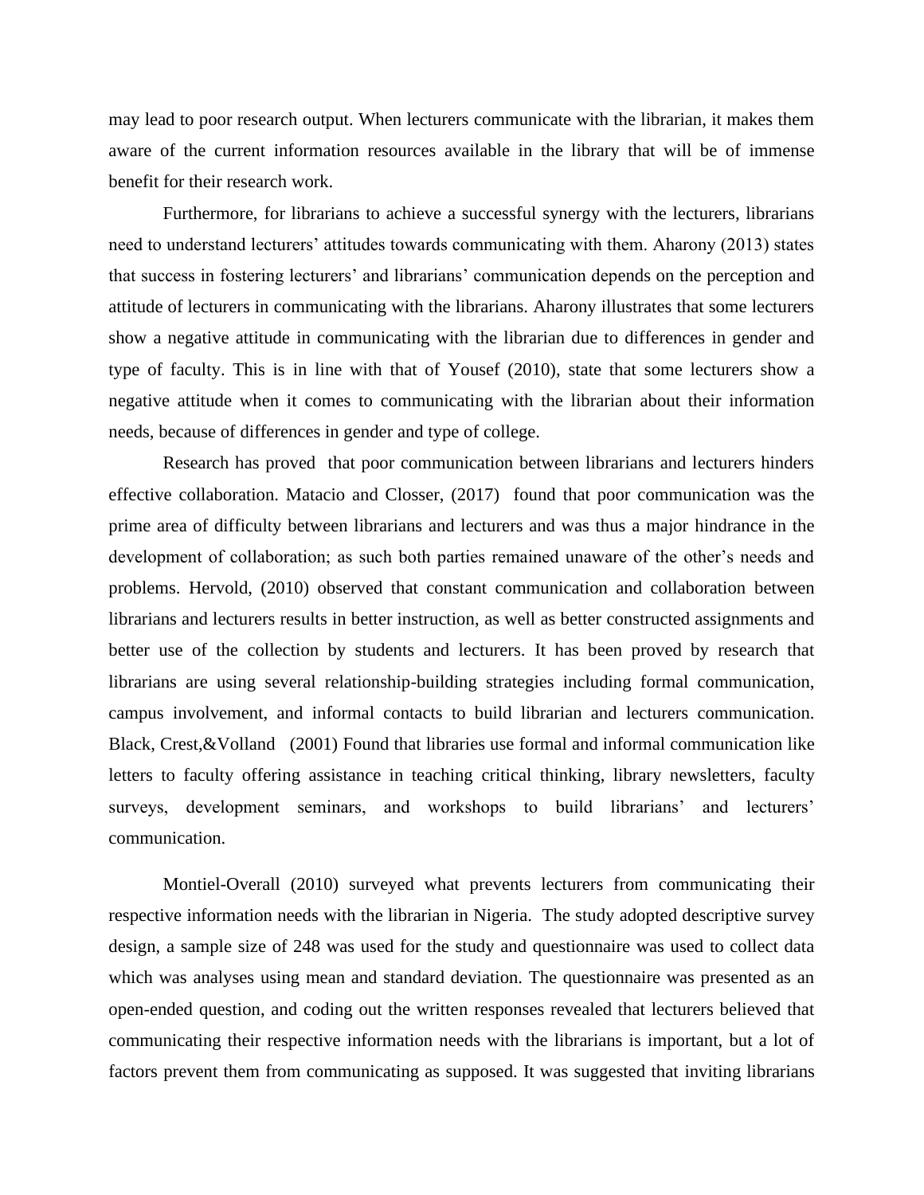may lead to poor research output. When lecturers communicate with the librarian, it makes them aware of the current information resources available in the library that will be of immense benefit for their research work.

Furthermore, for librarians to achieve a successful synergy with the lecturers, librarians need to understand lecturers' attitudes towards communicating with them. Aharony (2013) states that success in fostering lecturers' and librarians' communication depends on the perception and attitude of lecturers in communicating with the librarians. Aharony illustrates that some lecturers show a negative attitude in communicating with the librarian due to differences in gender and type of faculty. This is in line with that of Yousef (2010), state that some lecturers show a negative attitude when it comes to communicating with the librarian about their information needs, because of differences in gender and type of college.

Research has proved that poor communication between librarians and lecturers hinders effective collaboration. Matacio and Closser, (2017) found that poor communication was the prime area of difficulty between librarians and lecturers and was thus a major hindrance in the development of collaboration; as such both parties remained unaware of the other's needs and problems. Hervold, (2010) observed that constant communication and collaboration between librarians and lecturers results in better instruction, as well as better constructed assignments and better use of the collection by students and lecturers. It has been proved by research that librarians are using several relationship-building strategies including formal communication, campus involvement, and informal contacts to build librarian and lecturers communication. Black, Crest,&Volland (2001) Found that libraries use formal and informal communication like letters to faculty offering assistance in teaching critical thinking, library newsletters, faculty surveys, development seminars, and workshops to build librarians' and lecturers' communication.

Montiel-Overall (2010) surveyed what prevents lecturers from communicating their respective information needs with the librarian in Nigeria. The study adopted descriptive survey design, a sample size of 248 was used for the study and questionnaire was used to collect data which was analyses using mean and standard deviation. The questionnaire was presented as an open-ended question, and coding out the written responses revealed that lecturers believed that communicating their respective information needs with the librarians is important, but a lot of factors prevent them from communicating as supposed. It was suggested that inviting librarians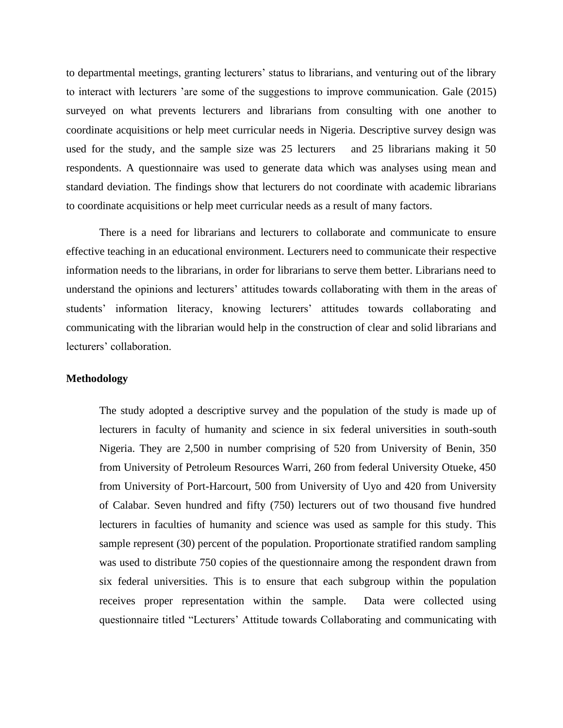to departmental meetings, granting lecturers' status to librarians, and venturing out of the library to interact with lecturers 'are some of the suggestions to improve communication. Gale (2015) surveyed on what prevents lecturers and librarians from consulting with one another to coordinate acquisitions or help meet curricular needs in Nigeria. Descriptive survey design was used for the study, and the sample size was 25 lecturers and 25 librarians making it 50 respondents. A questionnaire was used to generate data which was analyses using mean and standard deviation. The findings show that lecturers do not coordinate with academic librarians to coordinate acquisitions or help meet curricular needs as a result of many factors.

There is a need for librarians and lecturers to collaborate and communicate to ensure effective teaching in an educational environment. Lecturers need to communicate their respective information needs to the librarians, in order for librarians to serve them better. Librarians need to understand the opinions and lecturers' attitudes towards collaborating with them in the areas of students' information literacy, knowing lecturers' attitudes towards collaborating and communicating with the librarian would help in the construction of clear and solid librarians and lecturers' collaboration.

**Methodology**

The study adopted a descriptive survey and the population of the study is made up of lecturers in faculty of humanity and science in six federal universities in south-south Nigeria. They are 2,500 in number comprising of 520 from University of Benin, 350 from University of Petroleum Resources Warri, 260 from federal University Otueke, 450 from University of Port-Harcourt, 500 from University of Uyo and 420 from University of Calabar. Seven hundred and fifty (750) lecturers out of two thousand five hundred lecturers in faculties of humanity and science was used as sample for this study. This sample represent (30) percent of the population. Proportionate stratified random sampling was used to distribute 750 copies of the questionnaire among the respondent drawn from six federal universities. This is to ensure that each subgroup within the population receives proper representation within the sample. Data were collected using questionnaire titled "Lecturers' Attitude towards Collaborating and communicating with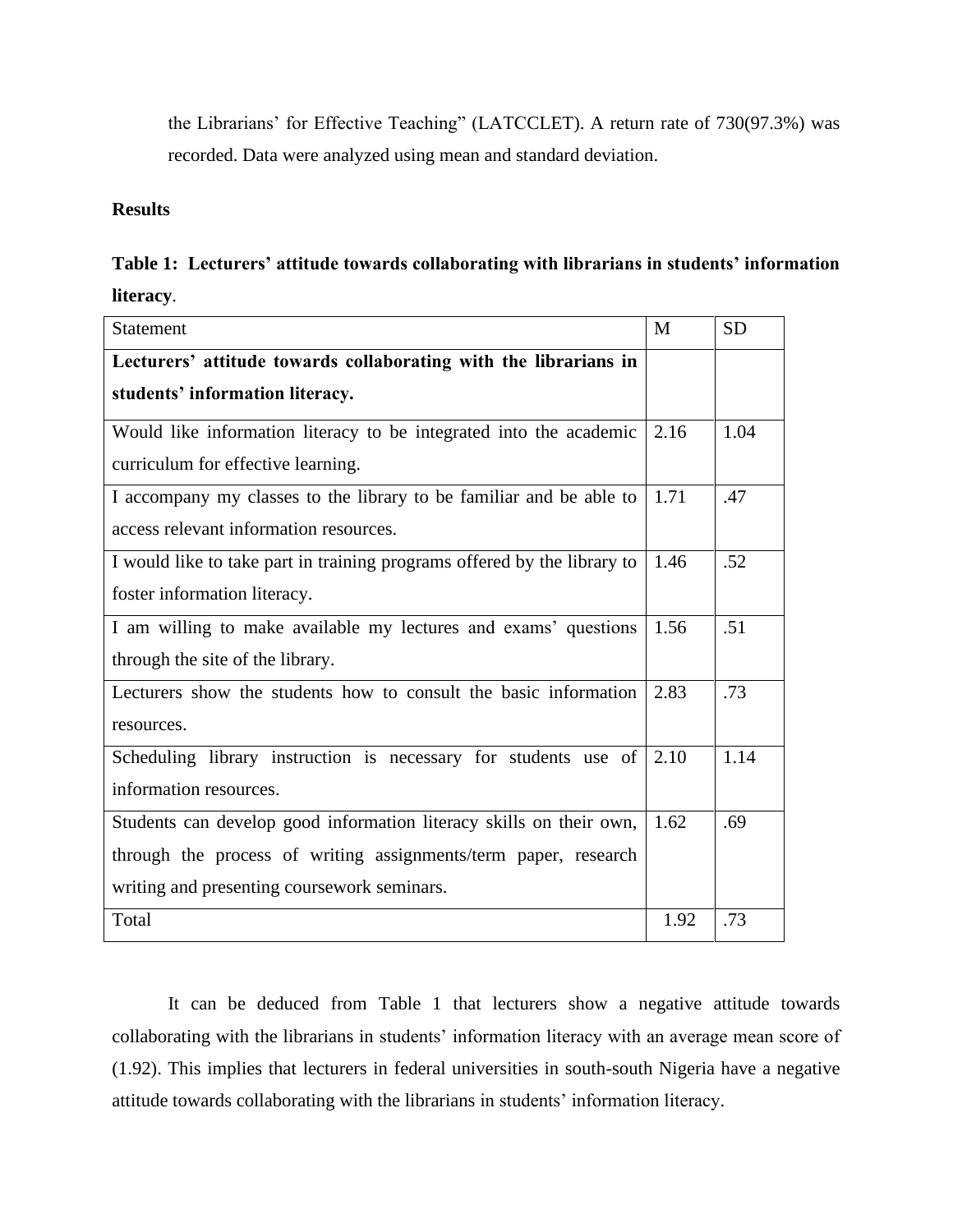the Librarians' for Effective Teaching" (LATCCLET). A return rate of 730(97.3%) was recorded. Data were analyzed using mean and standard deviation.

**Results**

**Table 1: Lecturers' attitude towards collaborating with librarians in students' information literacy**.

| Statement | M | SD |
|---|---|---|
| **Lecturers' attitude towards collaborating with the librarians in students' information literacy.** | | |
| Would like information literacy to be integrated into the academic curriculum for effective learning. | 2.16 | 1.04 |
| I accompany my classes to the library to be familiar and be able to access relevant information resources. | 1.71 | .47 |
| I would like to take part in training programs offered by the library to foster information literacy. | 1.46 | .52 |
| I am willing to make available my lectures and exams' questions through the site of the library. | 1.56 | .51 |
| Lecturers show the students how to consult the basic information resources. | 2.83 | .73 |
| Scheduling library instruction is necessary for students use of information resources. | 2.10 | 1.14 |
| Students can develop good information literacy skills on their own, through the process of writing assignments/term paper, research writing and presenting coursework seminars. | 1.62 | .69 |
| Total | 1.92 | .73 |

It can be deduced from Table 1 that lecturers show a negative attitude towards collaborating with the librarians in students' information literacy with an average mean score of (1.92). This implies that lecturers in federal universities in south-south Nigeria have a negative attitude towards collaborating with the librarians in students' information literacy.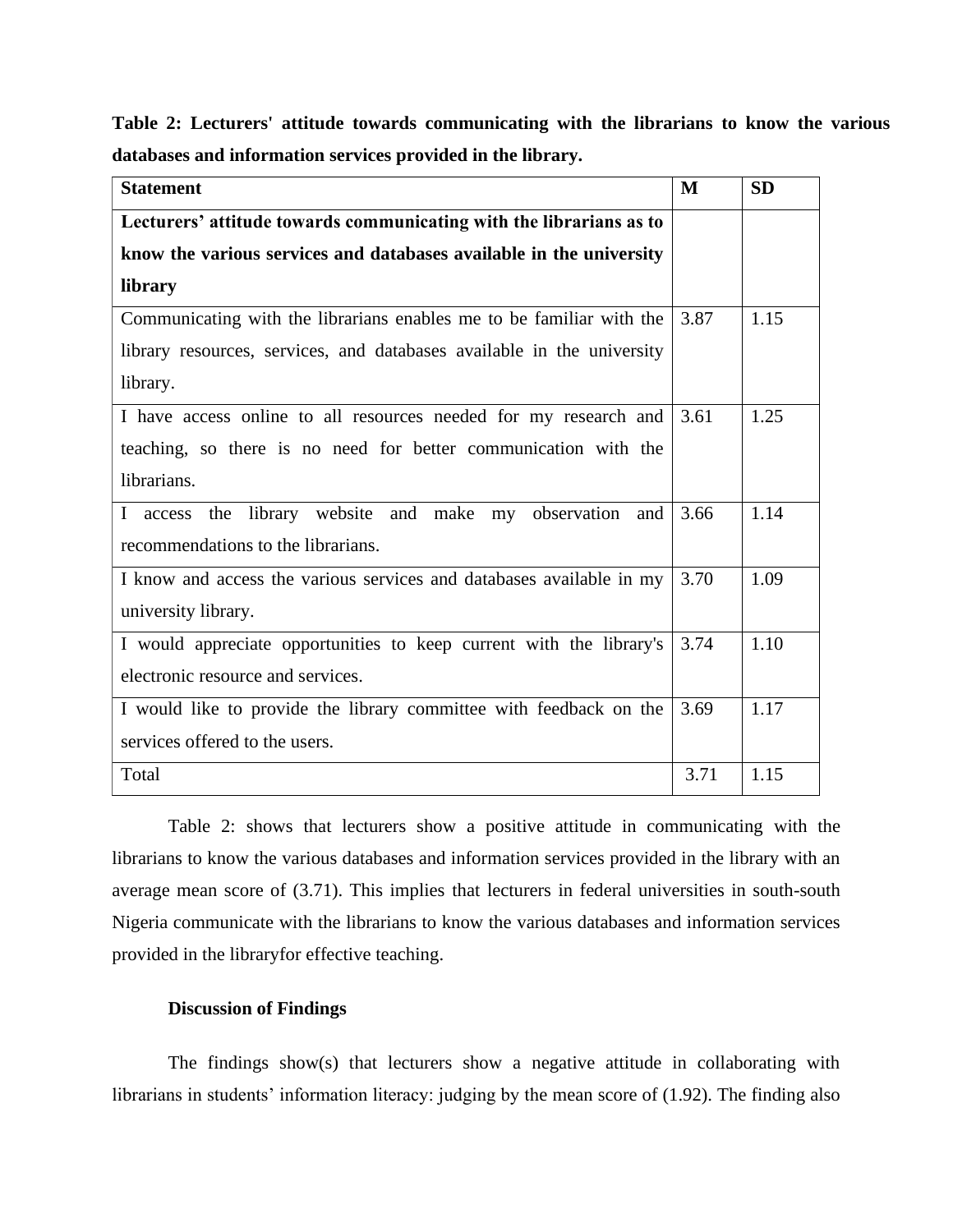**Table 2: Lecturers' attitude towards communicating with the librarians to know the various databases and information services provided in the library.**

| Statement | M | SD |
|---|---|---|
| **Lecturers' attitude towards communicating with the librarians as to know the various services and databases available in the university library** | | |
| Communicating with the librarians enables me to be familiar with the library resources, services, and databases available in the university library. | 3.87 | 1.15 |
| I have access online to all resources needed for my research and teaching, so there is no need for better communication with the librarians. | 3.61 | 1.25 |
| I access the library website and make my observation and recommendations to the librarians. | 3.66 | 1.14 |
| I know and access the various services and databases available in my university library. | 3.70 | 1.09 |
| I would appreciate opportunities to keep current with the library's electronic resource and services. | 3.74 | 1.10 |
| I would like to provide the library committee with feedback on the services offered to the users. | 3.69 | 1.17 |
| Total | 3.71 | 1.15 |

Table 2: shows that lecturers show a positive attitude in communicating with the librarians to know the various databases and information services provided in the library with an average mean score of (3.71). This implies that lecturers in federal universities in south-south Nigeria communicate with the librarians to know the various databases and information services provided in the libraryfor effective teaching.

**Discussion of Findings**

The findings show(s) that lecturers show a negative attitude in collaborating with librarians in students' information literacy: judging by the mean score of (1.92). The finding also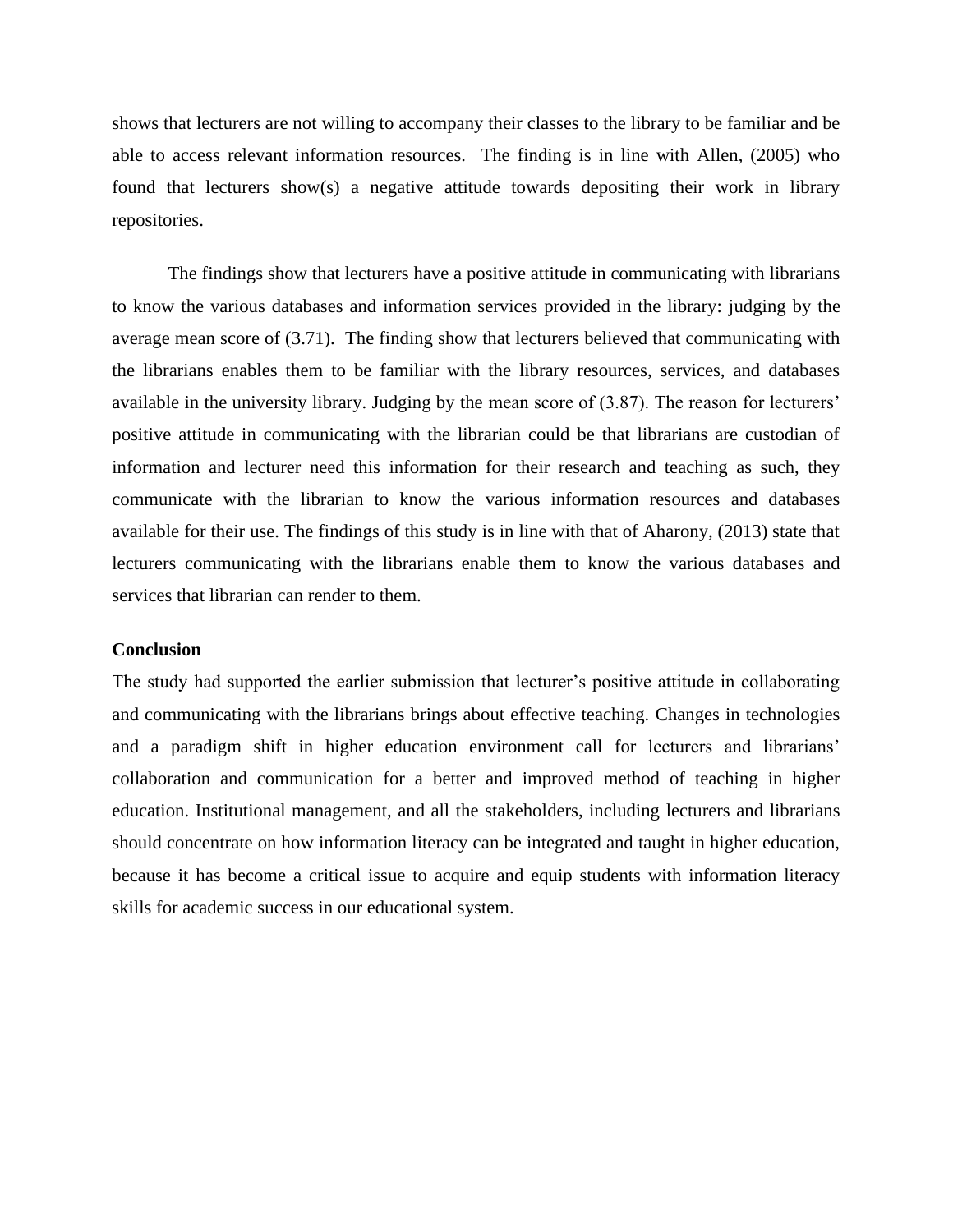shows that lecturers are not willing to accompany their classes to the library to be familiar and be able to access relevant information resources. The finding is in line with Allen, (2005) who found that lecturers show(s) a negative attitude towards depositing their work in library repositories.

The findings show that lecturers have a positive attitude in communicating with librarians to know the various databases and information services provided in the library: judging by the average mean score of (3.71). The finding show that lecturers believed that communicating with the librarians enables them to be familiar with the library resources, services, and databases available in the university library. Judging by the mean score of (3.87). The reason for lecturers' positive attitude in communicating with the librarian could be that librarians are custodian of information and lecturer need this information for their research and teaching as such, they communicate with the librarian to know the various information resources and databases available for their use. The findings of this study is in line with that of Aharony, (2013) state that lecturers communicating with the librarians enable them to know the various databases and services that librarian can render to them.

**Conclusion**

The study had supported the earlier submission that lecturer's positive attitude in collaborating and communicating with the librarians brings about effective teaching. Changes in technologies and a paradigm shift in higher education environment call for lecturers and librarians' collaboration and communication for a better and improved method of teaching in higher education. Institutional management, and all the stakeholders, including lecturers and librarians should concentrate on how information literacy can be integrated and taught in higher education, because it has become a critical issue to acquire and equip students with information literacy skills for academic success in our educational system.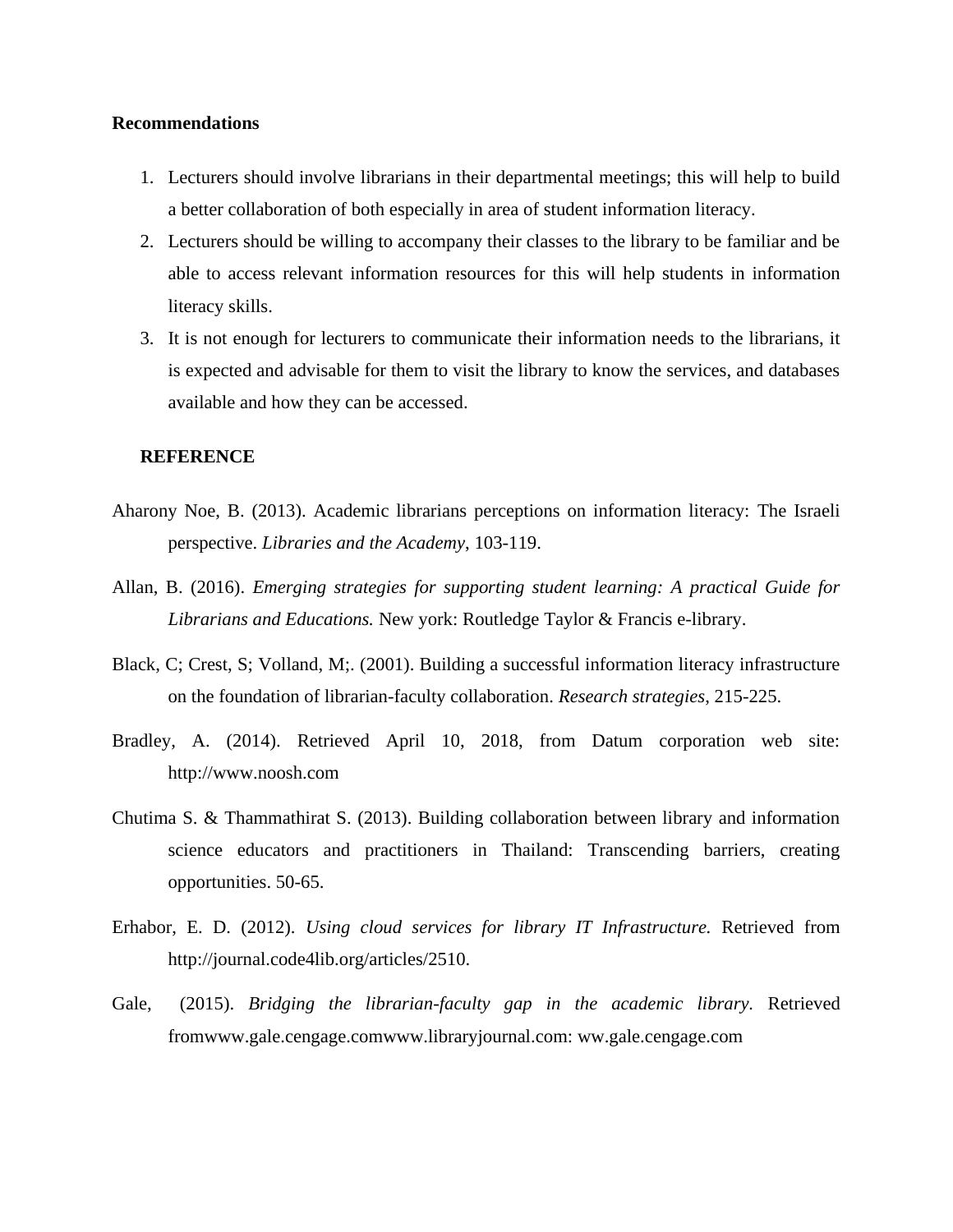**Recommendations**

1. Lecturers should involve librarians in their departmental meetings; this will help to build a better collaboration of both especially in area of student information literacy.
2. Lecturers should be willing to accompany their classes to the library to be familiar and be able to access relevant information resources for this will help students in information literacy skills.
3. It is not enough for lecturers to communicate their information needs to the librarians, it is expected and advisable for them to visit the library to know the services, and databases available and how they can be accessed.

**REFERENCE**

Aharony Noe, B. (2013). Academic librarians perceptions on information literacy: The Israeli perspective. *Libraries and the Academy*, 103-119.

Allan, B. (2016). *Emerging strategies for supporting student learning: A practical Guide for Librarians and Educations.* New york: Routledge Taylor & Francis e-library.

Black, C; Crest, S; Volland, M;. (2001). Building a successful information literacy infrastructure on the foundation of librarian-faculty collaboration. *Research strategies*, 215-225.

Bradley, A. (2014). Retrieved April 10, 2018, from Datum corporation web site: http://www.noosh.com

Chutima S. & Thammathirat S. (2013). Building collaboration between library and information science educators and practitioners in Thailand: Transcending barriers, creating opportunities. 50-65.

Erhabor, E. D. (2012). *Using cloud services for library IT Infrastructure.* Retrieved from http://journal.code4lib.org/articles/2510.

Gale, (2015). *Bridging the librarian-faculty gap in the academic library.* Retrieved fromwww.gale.cengage.comwww.libraryjournal.com: ww.gale.cengage.com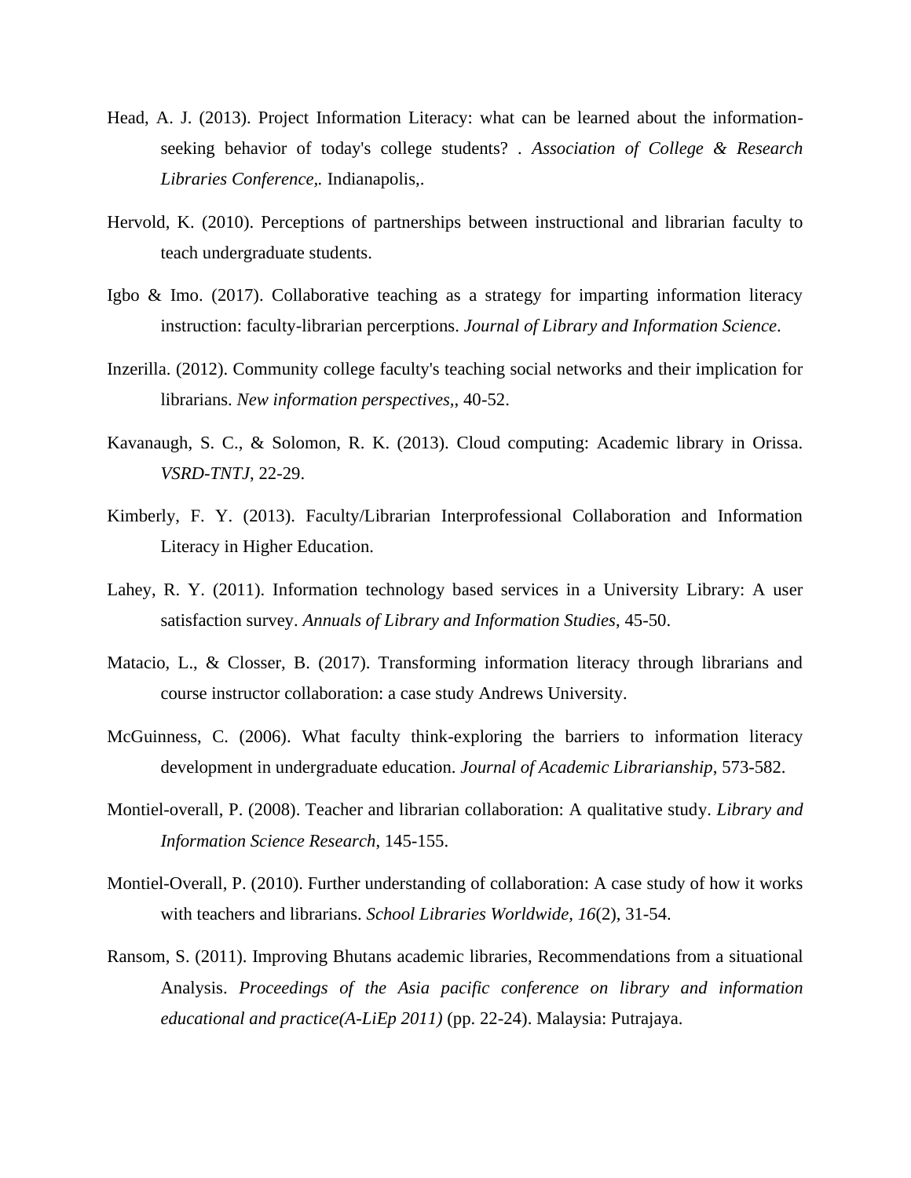Head, A. J. (2013). Project Information Literacy: what can be learned about the information-seeking behavior of today's college students? . *Association of College & Research Libraries Conference,*. Indianapolis,.

Hervold, K. (2010). Perceptions of partnerships between instructional and librarian faculty to teach undergraduate students.

Igbo & Imo. (2017). Collaborative teaching as a strategy for imparting information literacy instruction: faculty-librarian percerptions. *Journal of Library and Information Science*.

Inzerilla. (2012). Community college faculty's teaching social networks and their implication for librarians. *New information perspectives,*, 40-52.

Kavanaugh, S. C., & Solomon, R. K. (2013). Cloud computing: Academic library in Orissa. *VSRD-TNTJ*, 22-29.

Kimberly, F. Y. (2013). Faculty/Librarian Interprofessional Collaboration and Information Literacy in Higher Education.

Lahey, R. Y. (2011). Information technology based services in a University Library: A user satisfaction survey. *Annuals of Library and Information Studies*, 45-50.

Matacio, L., & Closser, B. (2017). Transforming information literacy through librarians and course instructor collaboration: a case study Andrews University.

McGuinness, C. (2006). What faculty think-exploring the barriers to information literacy development in undergraduate education. *Journal of Academic Librarianship*, 573-582.

Montiel-overall, P. (2008). Teacher and librarian collaboration: A qualitative study. *Library and Information Science Research*, 145-155.

Montiel-Overall, P. (2010). Further understanding of collaboration: A case study of how it works with teachers and librarians. *School Libraries Worldwide*, *16*(2), 31-54.

Ransom, S. (2011). Improving Bhutans academic libraries, Recommendations from a situational Analysis. *Proceedings of the Asia pacific conference on library and information educational and practice(A-LiEp 2011)* (pp. 22-24). Malaysia: Putrajaya.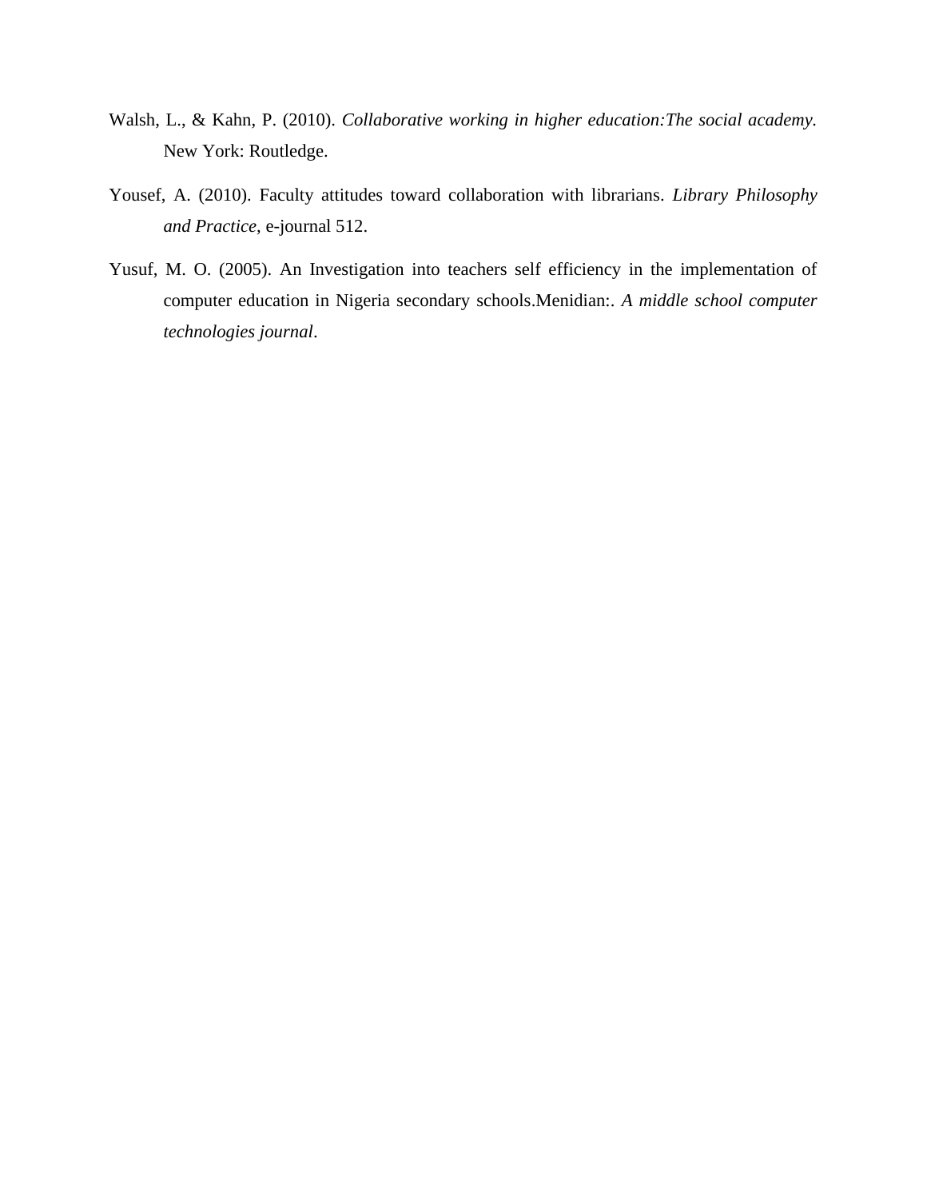Walsh, L., & Kahn, P. (2010). *Collaborative working in higher education:The social academy.* New York: Routledge.

Yousef, A. (2010). Faculty attitudes toward collaboration with librarians. *Library Philosophy and Practice*, e-journal 512.

Yusuf, M. O. (2005). An Investigation into teachers self efficiency in the implementation of computer education in Nigeria secondary schools.Menidian:. *A middle school computer technologies journal*.